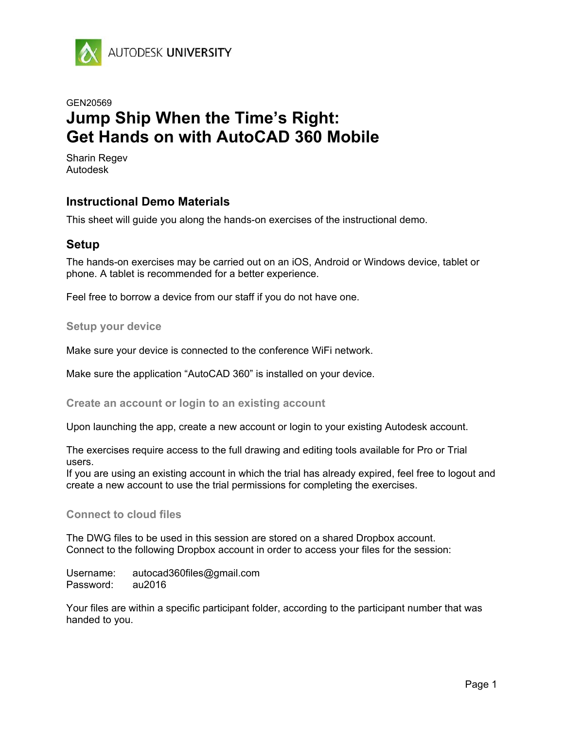AUTODESK UNIVERSITY

GEN20569

# Jump Ship When the Time's Right: Get Hands on with AutoCAD 360 Mobile

Sharin Regev
Autodesk

## Instructional Demo Materials

This sheet will guide you along the hands-on exercises of the instructional demo.

## Setup

The hands-on exercises may be carried out on an iOS, Android or Windows device, tablet or phone. A tablet is recommended for a better experience.

Feel free to borrow a device from our staff if you do not have one.

### Setup your device

Make sure your device is connected to the conference WiFi network.

Make sure the application "AutoCAD 360" is installed on your device.

### Create an account or login to an existing account

Upon launching the app, create a new account or login to your existing Autodesk account.

The exercises require access to the full drawing and editing tools available for Pro or Trial users.
If you are using an existing account in which the trial has already expired, feel free to logout and create a new account to use the trial permissions for completing the exercises.

### Connect to cloud files

The DWG files to be used in this session are stored on a shared Dropbox account.
Connect to the following Dropbox account in order to access your files for the session:

Username: autocad360files@gmail.com
Password: au2016

Your files are within a specific participant folder, according to the participant number that was handed to you.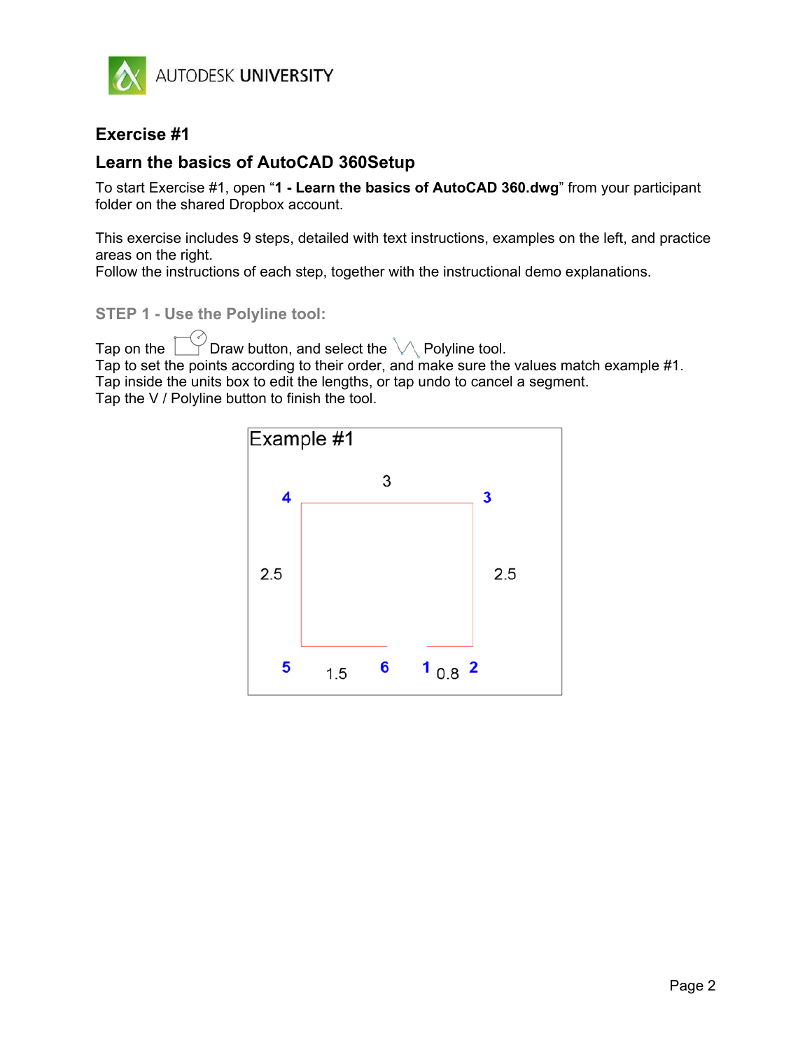## Exercise #1

## Learn the basics of AutoCAD 360Setup

To start Exercise #1, open "**1 - Learn the basics of AutoCAD 360.dwg**" from your participant folder on the shared Dropbox account.

This exercise includes 9 steps, detailed with text instructions, examples on the left, and practice areas on the right.
Follow the instructions of each step, together with the instructional demo explanations.

### STEP 1 - Use the Polyline tool:

Tap on the Draw button, and select the Polyline tool.
Tap to set the points according to their order, and make sure the values match example #1.
Tap inside the units box to edit the lengths, or tap undo to cancel a segment.
Tap the V / Polyline button to finish the tool.

Example #1

3

4 3

2.5 2.5

5 1.5 6 1 0.8 2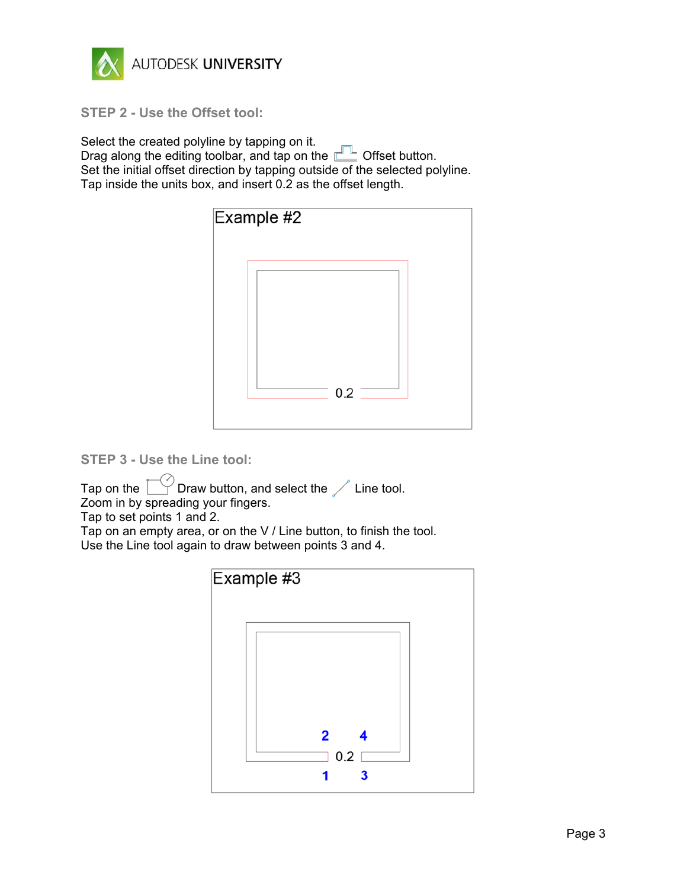## STEP 2 - Use the Offset tool:

Select the created polyline by tapping on it.
Drag along the editing toolbar, and tap on the Offset button.
Set the initial offset direction by tapping outside of the selected polyline.
Tap inside the units box, and insert 0.2 as the offset length.

Example #2

0.2

## STEP 3 - Use the Line tool:

Tap on the Draw button, and select the Line tool.
Zoom in by spreading your fingers.
Tap to set points 1 and 2.
Tap on an empty area, or on the V / Line button, to finish the tool.
Use the Line tool again to draw between points 3 and 4.

Example #3

2 4
0.2
1 3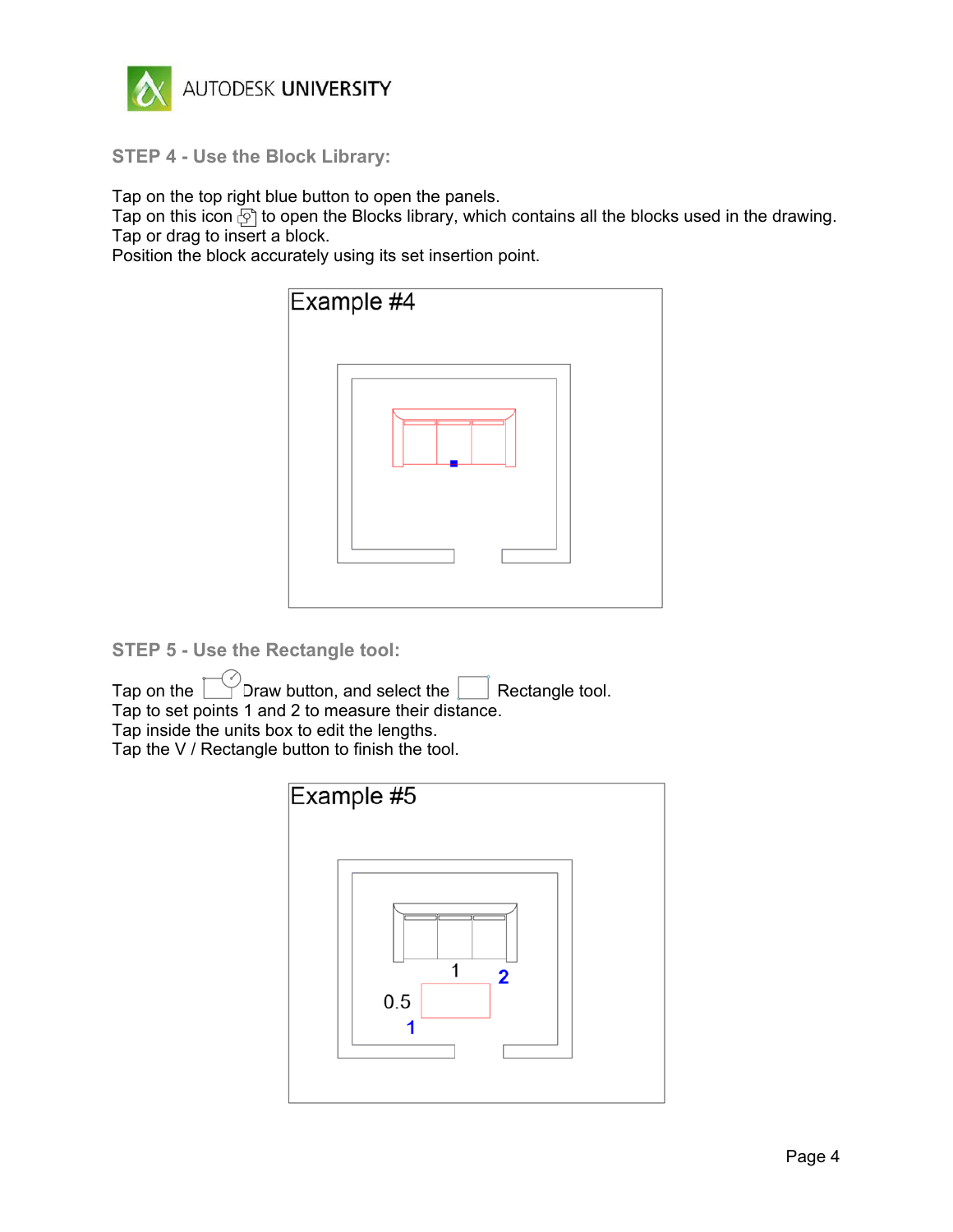## STEP 4 - Use the Block Library:

Tap on the top right blue button to open the panels.
Tap on this icon to open the Blocks library, which contains all the blocks used in the drawing.
Tap or drag to insert a block.
Position the block accurately using its set insertion point.

Example #4

## STEP 5 - Use the Rectangle tool:

Tap on the Draw button, and select the Rectangle tool.
Tap to set points 1 and 2 to measure their distance.
Tap inside the units box to edit the lengths.
Tap the V / Rectangle button to finish the tool.

Example #5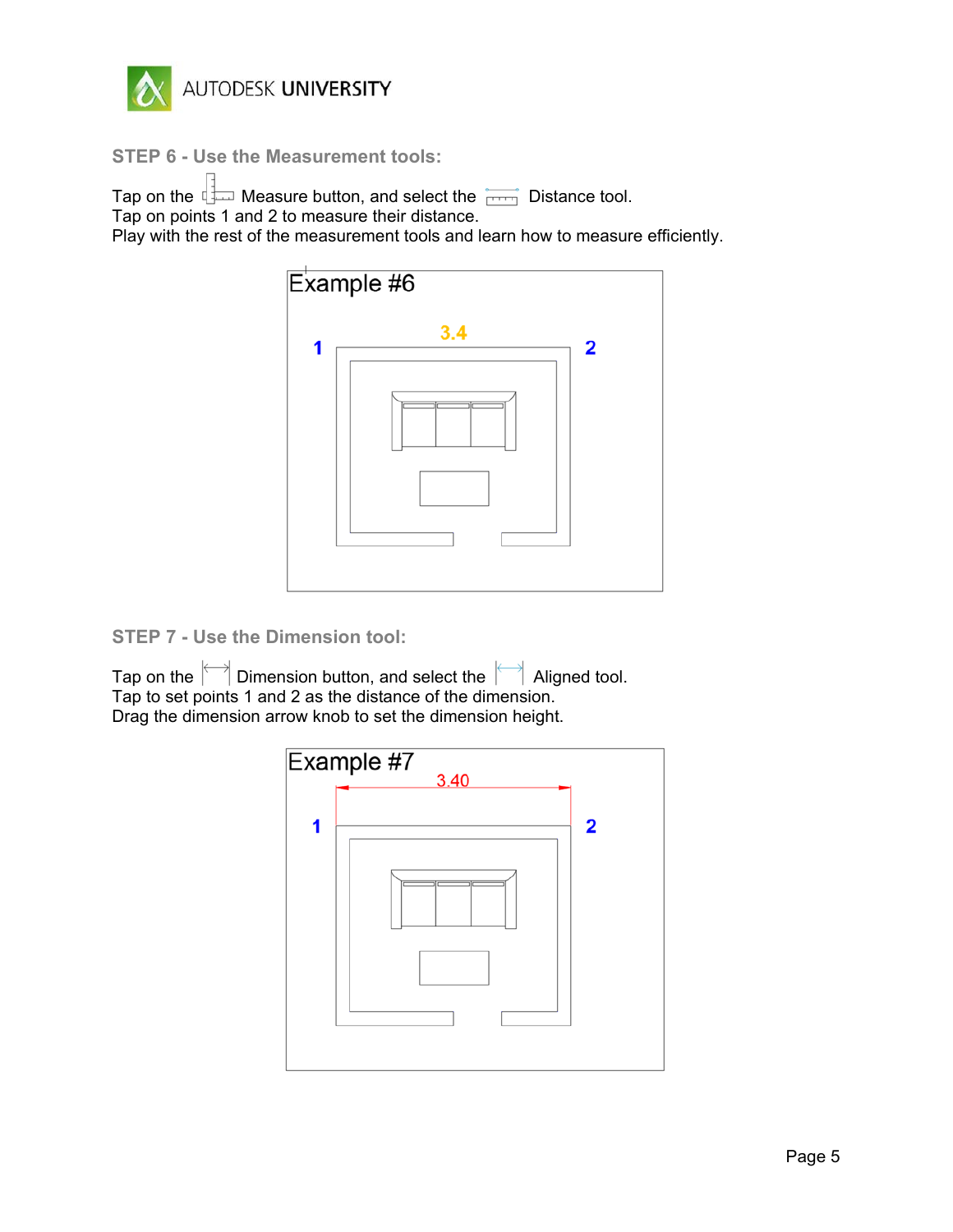## STEP 6 - Use the Measurement tools:

Tap on the Measure button, and select the Distance tool.
Tap on points 1 and 2 to measure their distance.
Play with the rest of the measurement tools and learn how to measure efficiently.

Example #6

3.4

1 2

## STEP 7 - Use the Dimension tool:

Tap on the Dimension button, and select the Aligned tool.
Tap to set points 1 and 2 as the distance of the dimension.
Drag the dimension arrow knob to set the dimension height.

Example #7

3.40

1 2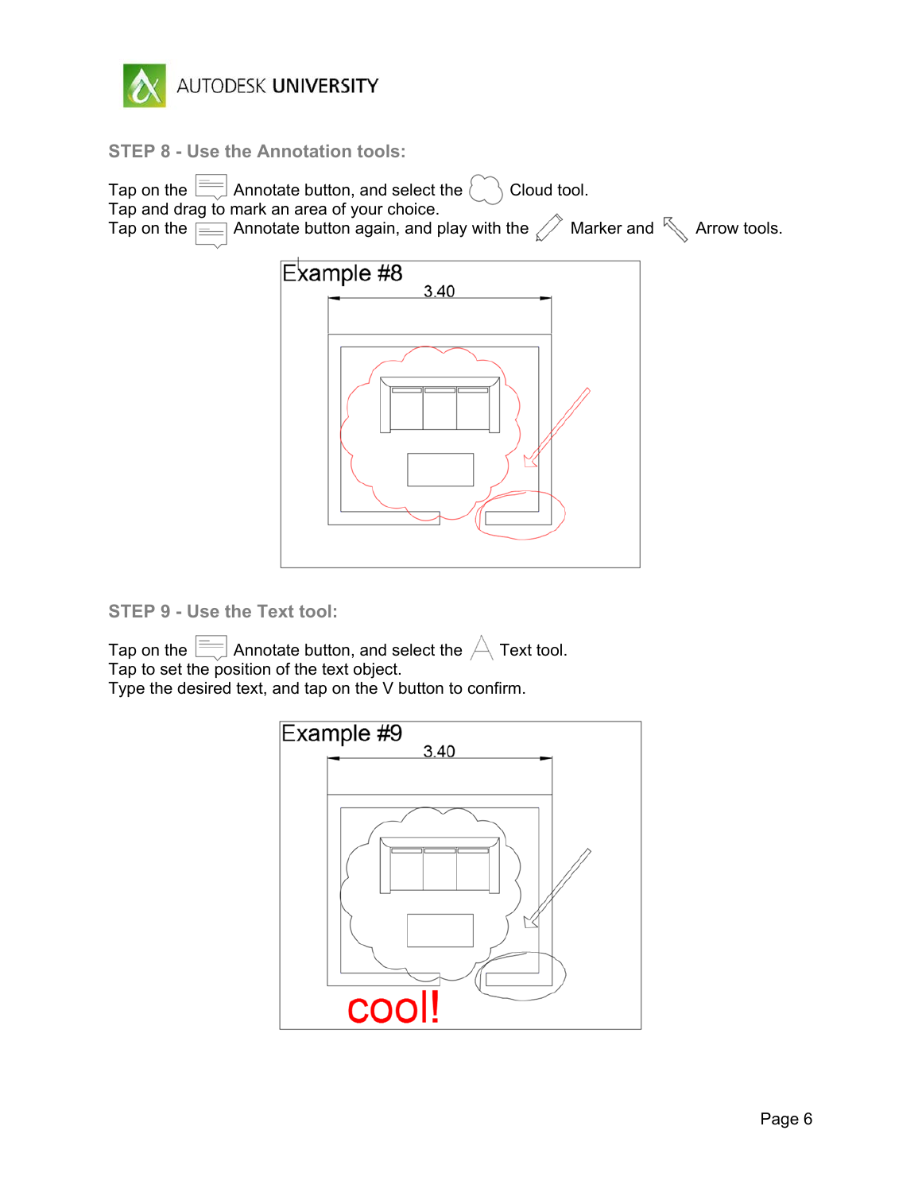## STEP 8 - Use the Annotation tools:

Tap on the Annotate button, and select the Cloud tool.
Tap and drag to mark an area of your choice.
Tap on the Annotate button again, and play with the Marker and Arrow tools.

## STEP 9 - Use the Text tool:

Tap on the Annotate button, and select the Text tool.
Tap to set the position of the text object.
Type the desired text, and tap on the V button to confirm.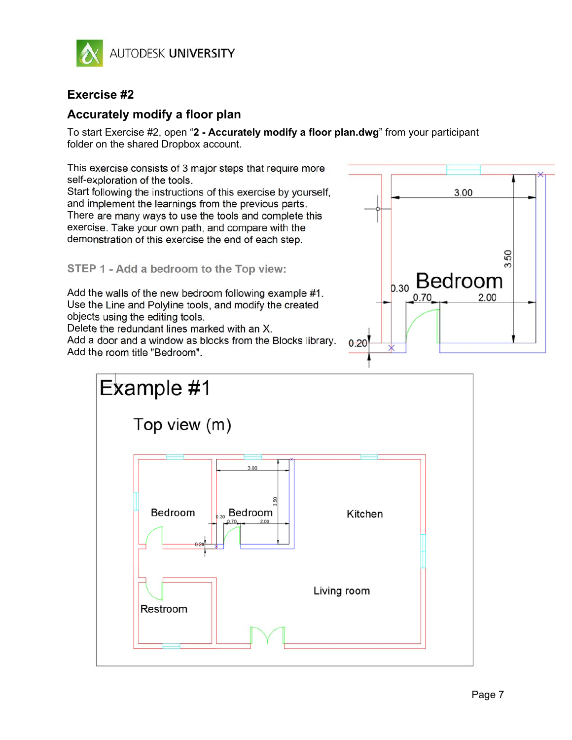## Exercise #2

## Accurately modify a floor plan

To start Exercise #2, open "**2 - Accurately modify a floor plan.dwg**" from your participant folder on the shared Dropbox account.

This exercise consists of 3 major steps that require more self-exploration of the tools.
Start following the instructions of this exercise by yourself, and implement the learnings from the previous parts.
There are many ways to use the tools and complete this exercise. Take your own path, and compare with the demonstration of this exercise the end of each step.

### STEP 1 - Add a bedroom to the Top view:

Add the walls of the new bedroom following example #1.
Use the Line and Polyline tools, and modify the created objects using the editing tools.
Delete the redundant lines marked with an X.
Add a door and a window as blocks from the Blocks library.
Add the room title "Bedroom".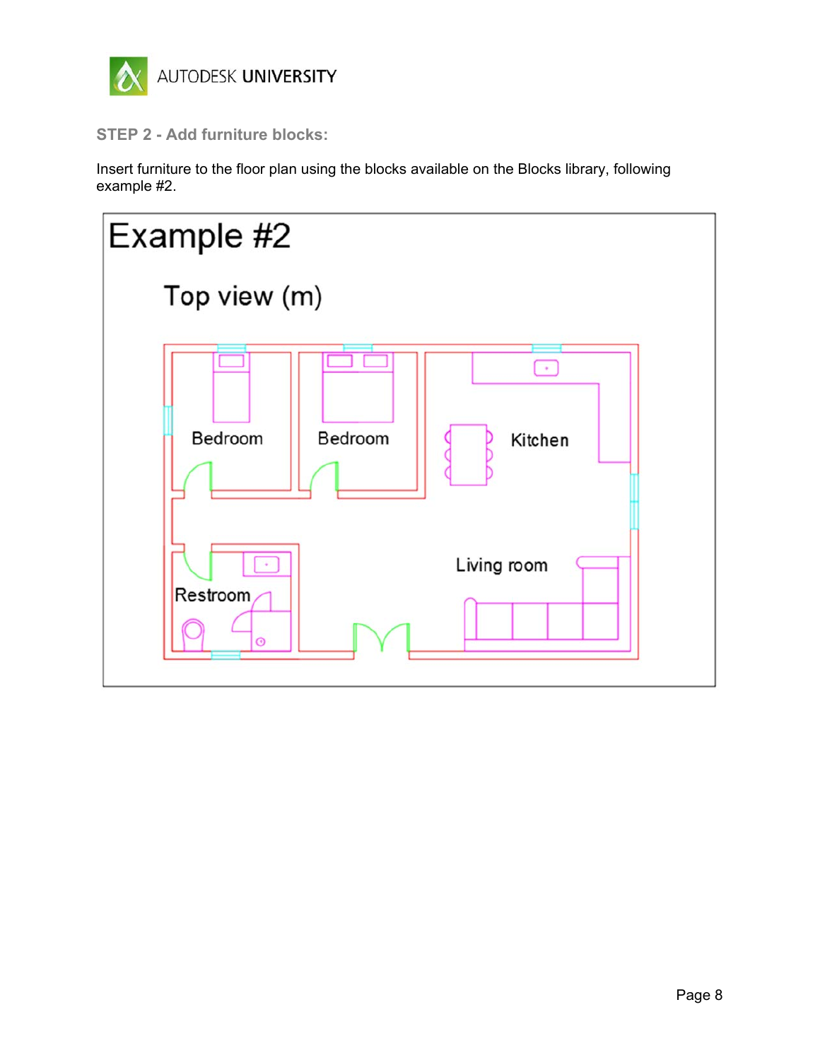### STEP 2 - Add furniture blocks:

Insert furniture to the floor plan using the blocks available on the Blocks library, following example #2.

Example #2

Top view (m)

Bedroom

Bedroom

Kitchen

Living room

Restroom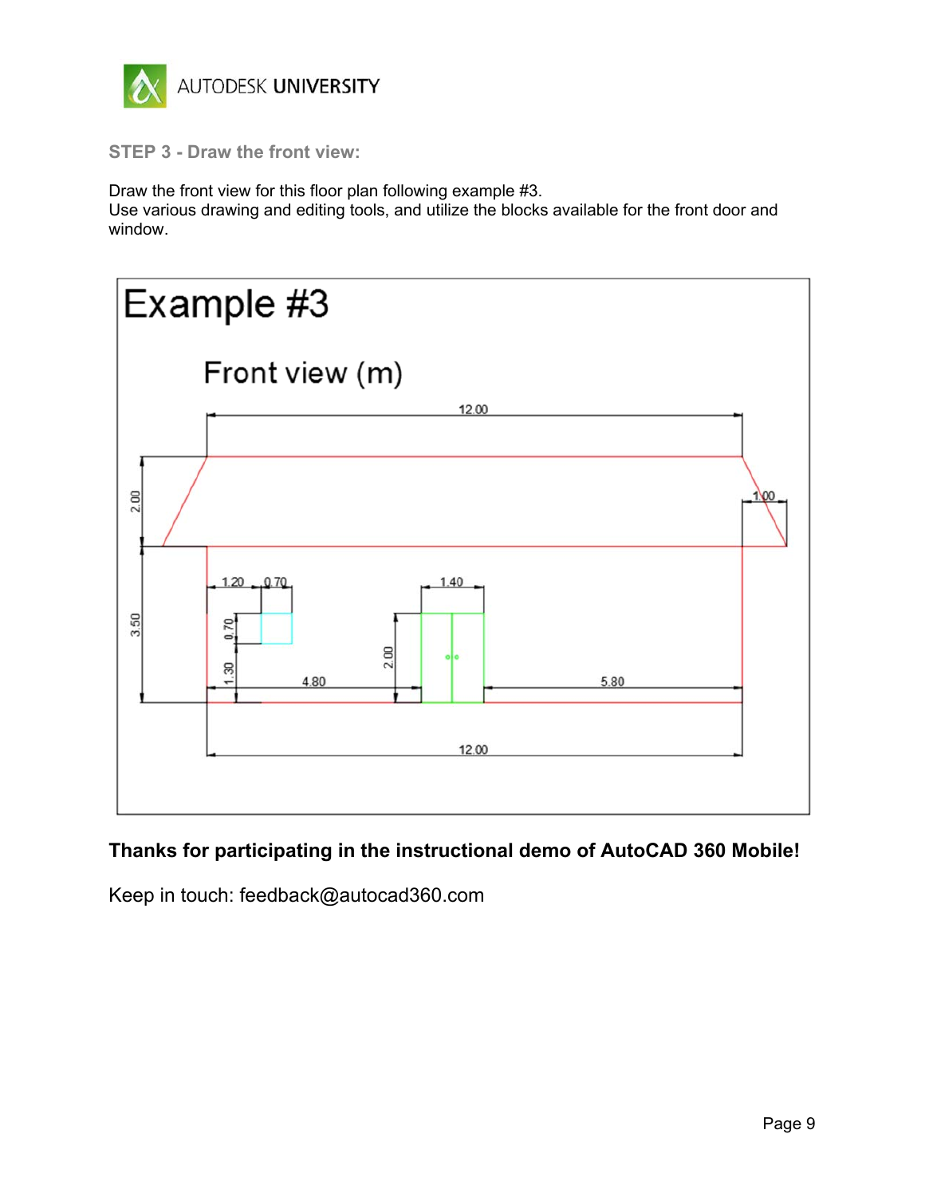### STEP 3 - Draw the front view:

Draw the front view for this floor plan following example #3.
Use various drawing and editing tools, and utilize the blocks available for the front door and window.

Example #3

Front view (m)

12.00

2.00

1.00

3.50

1.20

0.70

1.40

0.70

2.00

1.30

4.80

5.80

12.00

**Thanks for participating in the instructional demo of AutoCAD 360 Mobile!**

Keep in touch: feedback@autocad360.com